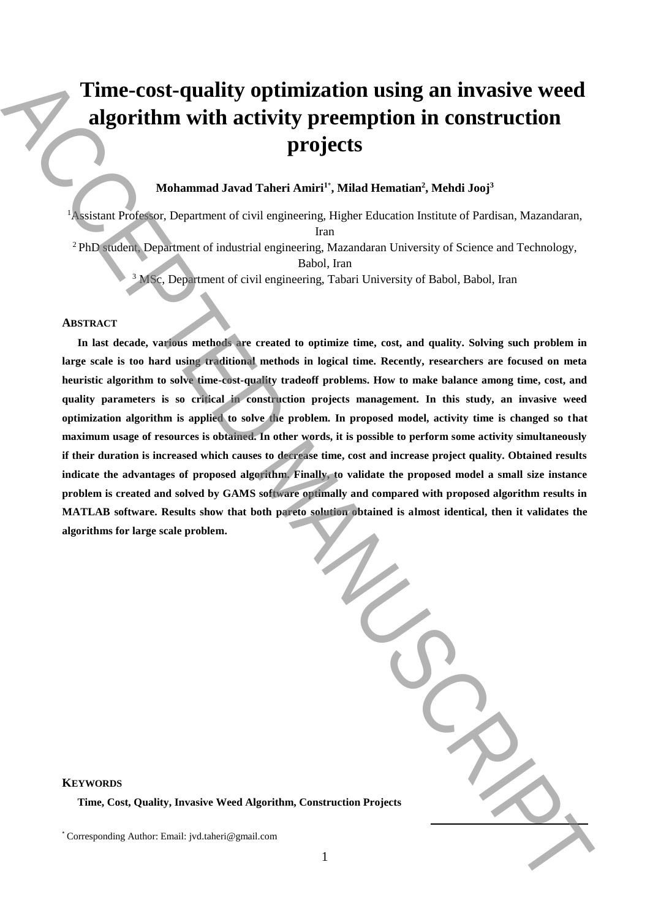# Time-cost-quality optimization using an invasive weed algorithm with activity preemption in construction projects

**Mohammad Javad Taheri Amiri[1*], Milad Hematian[2], Mehdi Jooj[3]**

[1]Assistant Professor, Department of civil engineering, Higher Education Institute of Pardisan, Mazandaran, Iran

[2] PhD student, Department of industrial engineering, Mazandaran University of Science and Technology, Babol, Iran

[3] MSc, Department of civil engineering, Tabari University of Babol, Babol, Iran

## ABSTRACT

**In last decade, various methods are created to optimize time, cost, and quality. Solving such problem in large scale is too hard using traditional methods in logical time. Recently, researchers are focused on meta heuristic algorithm to solve time-cost-quality tradeoff problems. How to make balance among time, cost, and quality parameters is so critical in construction projects management. In this study, an invasive weed optimization algorithm is applied to solve the problem. In proposed model, activity time is changed so that maximum usage of resources is obtained. In other words, it is possible to perform some activity simultaneously if their duration is increased which causes to decrease time, cost and increase project quality. Obtained results indicate the advantages of proposed algorithm. Finally, to validate the proposed model a small size instance problem is created and solved by GAMS software optimally and compared with proposed algorithm results in MATLAB software. Results show that both pareto solution obtained is almost identical, then it validates the algorithms for large scale problem.**

## KEYWORDS

**Time, Cost, Quality, Invasive Weed Algorithm, Construction Projects**

[*] Corresponding Author: Email: jvd.taheri@gmail.com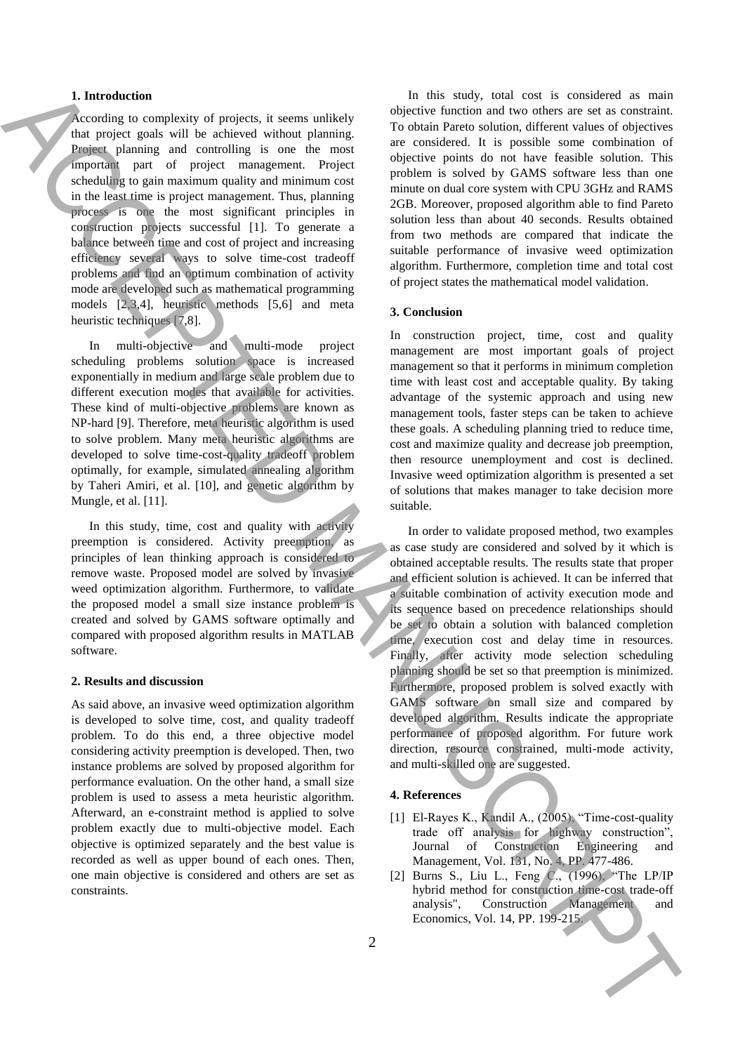## 1. Introduction

According to complexity of projects, it seems unlikely that project goals will be achieved without planning. Project planning and controlling is one the most important part of project management. Project scheduling to gain maximum quality and minimum cost in the least time is project management. Thus, planning process is one the most significant principles in construction projects successful [1]. To generate a balance between time and cost of project and increasing efficiency several ways to solve time-cost tradeoff problems and find an optimum combination of activity mode are developed such as mathematical programming models [2,3,4], heuristic methods [5,6] and meta heuristic techniques [7,8].

In multi-objective and multi-mode project scheduling problems solution space is increased exponentially in medium and large scale problem due to different execution modes that available for activities. These kind of multi-objective problems are known as NP-hard [9]. Therefore, meta heuristic algorithm is used to solve problem. Many meta heuristic algorithms are developed to solve time-cost-quality tradeoff problem optimally, for example, simulated annealing algorithm by Taheri Amiri, et al. [10], and genetic algorithm by Mungle, et al. [11].

In this study, time, cost and quality with activity preemption is considered. Activity preemption, as principles of lean thinking approach is considered to remove waste. Proposed model are solved by invasive weed optimization algorithm. Furthermore, to validate the proposed model a small size instance problem is created and solved by GAMS software optimally and compared with proposed algorithm results in MATLAB software.

## 2. Results and discussion

As said above, an invasive weed optimization algorithm is developed to solve time, cost, and quality tradeoff problem. To do this end, a three objective model considering activity preemption is developed. Then, two instance problems are solved by proposed algorithm for performance evaluation. On the other hand, a small size problem is used to assess a meta heuristic algorithm. Afterward, an e-constraint method is applied to solve problem exactly due to multi-objective model. Each objective is optimized separately and the best value is recorded as well as upper bound of each ones. Then, one main objective is considered and others are set as constraints.

In this study, total cost is considered as main objective function and two others are set as constraint. To obtain Pareto solution, different values of objectives are considered. It is possible some combination of objective points do not have feasible solution. This problem is solved by GAMS software less than one minute on dual core system with CPU 3GHz and RAMS 2GB. Moreover, proposed algorithm able to find Pareto solution less than about 40 seconds. Results obtained from two methods are compared that indicate the suitable performance of invasive weed optimization algorithm. Furthermore, completion time and total cost of project states the mathematical model validation.

## 3. Conclusion

In construction project, time, cost and quality management are most important goals of project management so that it performs in minimum completion time with least cost and acceptable quality. By taking advantage of the systemic approach and using new management tools, faster steps can be taken to achieve these goals. A scheduling planning tried to reduce time, cost and maximize quality and decrease job preemption, then resource unemployment and cost is declined. Invasive weed optimization algorithm is presented a set of solutions that makes manager to take decision more suitable.

In order to validate proposed method, two examples as case study are considered and solved by it which is obtained acceptable results. The results state that proper and efficient solution is achieved. It can be inferred that a suitable combination of activity execution mode and its sequence based on precedence relationships should be set to obtain a solution with balanced completion time, execution cost and delay time in resources. Finally, after activity mode selection scheduling planning should be set so that preemption is minimized. Furthermore, proposed problem is solved exactly with GAMS software on small size and compared by developed algorithm. Results indicate the appropriate performance of proposed algorithm. For future work direction, resource constrained, multi-mode activity, and multi-skilled one are suggested.

## 4. References

[1] El-Rayes K., Kandil A., (2005), "Time-cost-quality trade off analysis for highway construction", Journal of Construction Engineering and Management, Vol. 131, No. 4, PP. 477-486.

[2] Burns S., Liu L., Feng C., (1996), "The LP/IP hybrid method for construction time-cost trade-off analysis", Construction Management and Economics, Vol. 14, PP. 199-215.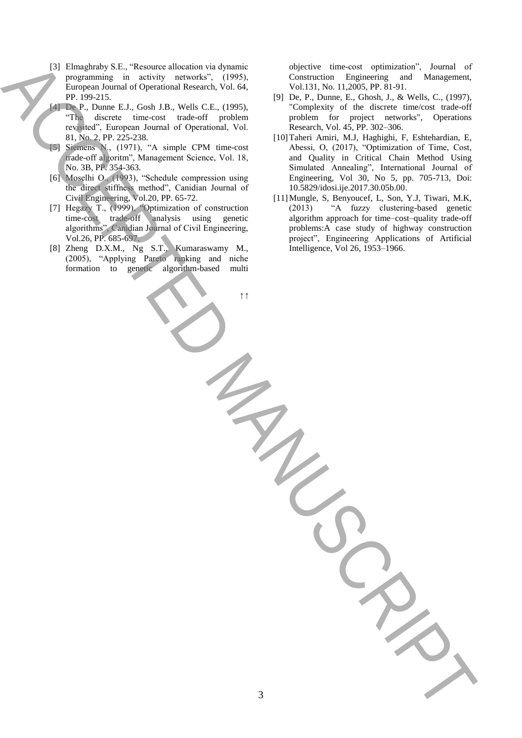[3] Elmaghraby S.E., "Resource allocation via dynamic programming in activity networks", (1995), European Journal of Operational Research, Vol. 64, PP. 199-215.

[4] De P., Dunne E.J., Gosh J.B., Wells C.E., (1995), "The discrete time-cost trade-off problem revisited", European Journal of Operational, Vol. 81, No. 2, PP. 225-238.

[5] Siemens N., (1971), "A simple CPM time-cost trade-off algoritm", Management Science, Vol. 18, No. 3B, PP. 354-363.

[6] Moselhi O., (1993), "Schedule compression using the direct stiffness method", Canidian Journal of Civil Engineering, Vol.20, PP. 65-72.

[7] Hegazy T., (1999), "Optimization of construction time-cost trade-off analysis using genetic algorithms", Canidian Journal of Civil Engineering, Vol.26, PP. 685-697.

[8] Zheng D.X.M., Ng S.T., Kumaraswamy M., (2005), "Applying Pareto ranking and niche formation to genetic algorithm-based multi objective time-cost optimization", Journal of Construction Engineering and Management, Vol.131, No. 11,2005, PP. 81-91.

↑↑

[9] De, P., Dunne, E., Ghosh, J., & Wells, C., (1997), "Complexity of the discrete time/cost trade-off problem for project networks", Operations Research, Vol. 45, PP. 302–306.

[10] Taheri Amiri, M.J, Haghighi, F, Eshtehardian, E, Abessi, O, (2017), "Optimization of Time, Cost, and Quality in Critical Chain Method Using Simulated Annealing", International Journal of Engineering, Vol 30, No 5, pp. 705-713, Doi: 10.5829/idosi.ije.2017.30.05b.00.

[11] Mungle, S, Benyoucef, L, Son, Y.J, Tiwari, M.K, (2013) "A fuzzy clustering-based genetic algorithm approach for time–cost–quality trade-off problems:A case study of highway construction project", Engineering Applications of Artificial Intelligence, Vol 26, 1953–1966.